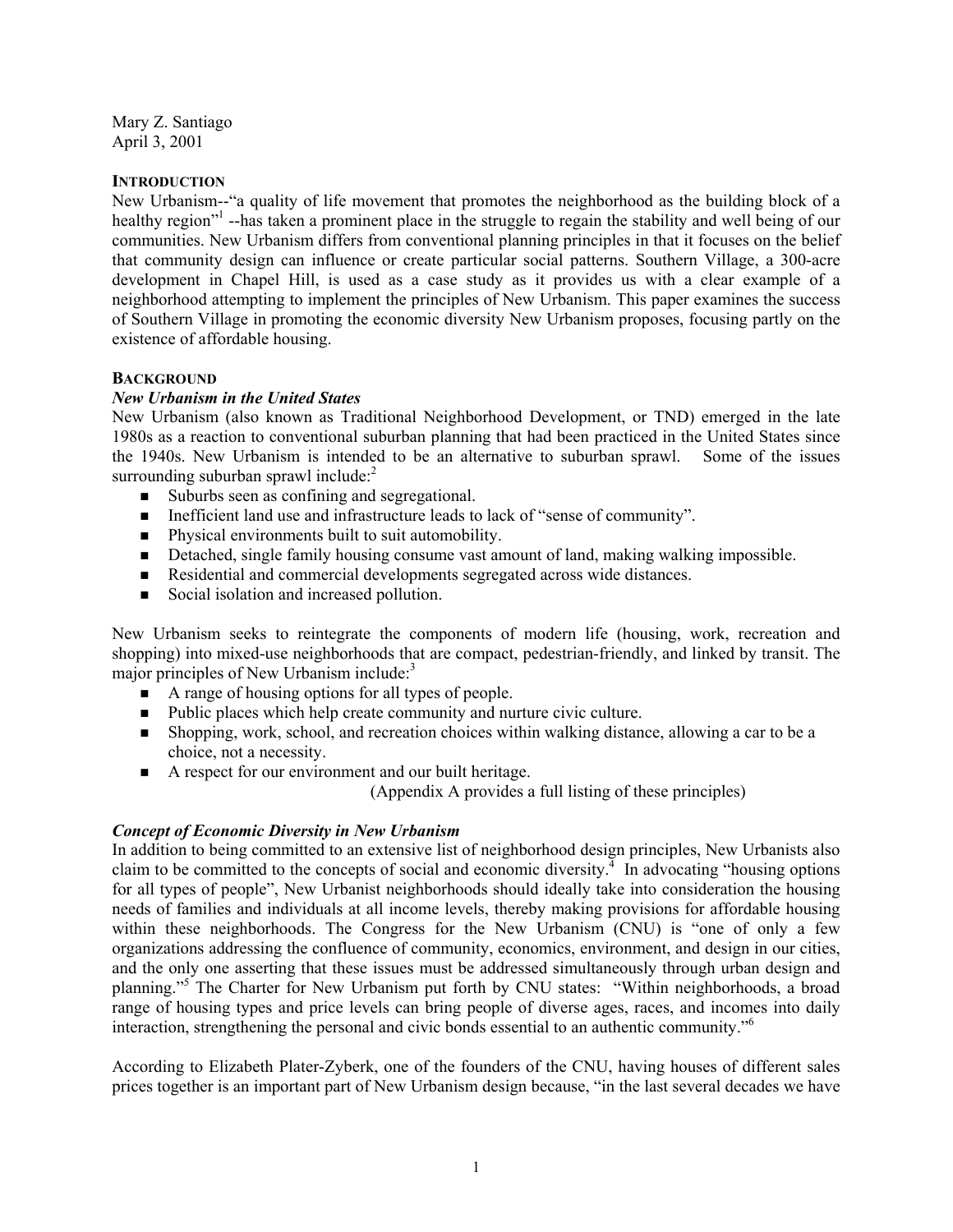Mary Z. Santiago
April 3, 2001

## INTRODUCTION

New Urbanism--"a quality of life movement that promotes the neighborhood as the building block of a healthy region"[1] --has taken a prominent place in the struggle to regain the stability and well being of our communities. New Urbanism differs from conventional planning principles in that it focuses on the belief that community design can influence or create particular social patterns. Southern Village, a 300-acre development in Chapel Hill, is used as a case study as it provides us with a clear example of a neighborhood attempting to implement the principles of New Urbanism. This paper examines the success of Southern Village in promoting the economic diversity New Urbanism proposes, focusing partly on the existence of affordable housing.

## BACKGROUND

### *New Urbanism in the United States*

New Urbanism (also known as Traditional Neighborhood Development, or TND) emerged in the late 1980s as a reaction to conventional suburban planning that had been practiced in the United States since the 1940s. New Urbanism is intended to be an alternative to suburban sprawl. Some of the issues surrounding suburban sprawl include:[2]

- Suburbs seen as confining and segregational.
- Inefficient land use and infrastructure leads to lack of "sense of community".
- Physical environments built to suit automobility.
- Detached, single family housing consume vast amount of land, making walking impossible.
- Residential and commercial developments segregated across wide distances.
- Social isolation and increased pollution.

New Urbanism seeks to reintegrate the components of modern life (housing, work, recreation and shopping) into mixed-use neighborhoods that are compact, pedestrian-friendly, and linked by transit. The major principles of New Urbanism include:[3]

- A range of housing options for all types of people.
- Public places which help create community and nurture civic culture.
- Shopping, work, school, and recreation choices within walking distance, allowing a car to be a choice, not a necessity.
- A respect for our environment and our built heritage.

(Appendix A provides a full listing of these principles)

### *Concept of Economic Diversity in New Urbanism*

In addition to being committed to an extensive list of neighborhood design principles, New Urbanists also claim to be committed to the concepts of social and economic diversity.[4] In advocating "housing options for all types of people", New Urbanist neighborhoods should ideally take into consideration the housing needs of families and individuals at all income levels, thereby making provisions for affordable housing within these neighborhoods. The Congress for the New Urbanism (CNU) is "one of only a few organizations addressing the confluence of community, economics, environment, and design in our cities, and the only one asserting that these issues must be addressed simultaneously through urban design and planning."[5] The Charter for New Urbanism put forth by CNU states: "Within neighborhoods, a broad range of housing types and price levels can bring people of diverse ages, races, and incomes into daily interaction, strengthening the personal and civic bonds essential to an authentic community."[6]

According to Elizabeth Plater-Zyberk, one of the founders of the CNU, having houses of different sales prices together is an important part of New Urbanism design because, "in the last several decades we have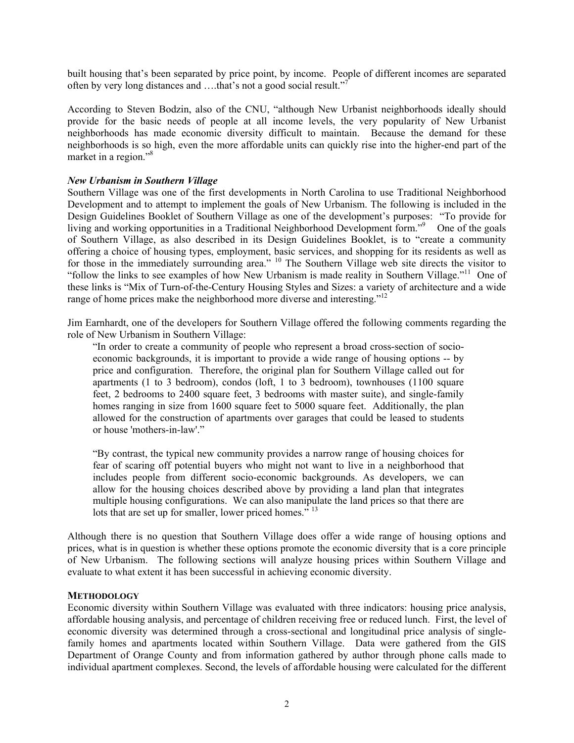built housing that's been separated by price point, by income. People of different incomes are separated often by very long distances and ….that's not a good social result."[7]

According to Steven Bodzin, also of the CNU, "although New Urbanist neighborhoods ideally should provide for the basic needs of people at all income levels, the very popularity of New Urbanist neighborhoods has made economic diversity difficult to maintain. Because the demand for these neighborhoods is so high, even the more affordable units can quickly rise into the higher-end part of the market in a region."[8]

***New Urbanism in Southern Village***

Southern Village was one of the first developments in North Carolina to use Traditional Neighborhood Development and to attempt to implement the goals of New Urbanism. The following is included in the Design Guidelines Booklet of Southern Village as one of the development's purposes: "To provide for living and working opportunities in a Traditional Neighborhood Development form."[9] One of the goals of Southern Village, as also described in its Design Guidelines Booklet, is to "create a community offering a choice of housing types, employment, basic services, and shopping for its residents as well as for those in the immediately surrounding area." [10] The Southern Village web site directs the visitor to "follow the links to see examples of how New Urbanism is made reality in Southern Village."[11] One of these links is "Mix of Turn-of-the-Century Housing Styles and Sizes: a variety of architecture and a wide range of home prices make the neighborhood more diverse and interesting."[12]

Jim Earnhardt, one of the developers for Southern Village offered the following comments regarding the role of New Urbanism in Southern Village:

> "In order to create a community of people who represent a broad cross-section of socio-economic backgrounds, it is important to provide a wide range of housing options -- by price and configuration. Therefore, the original plan for Southern Village called out for apartments (1 to 3 bedroom), condos (loft, 1 to 3 bedroom), townhouses (1100 square feet, 2 bedrooms to 2400 square feet, 3 bedrooms with master suite), and single-family homes ranging in size from 1600 square feet to 5000 square feet. Additionally, the plan allowed for the construction of apartments over garages that could be leased to students or house 'mothers-in-law'."
>
> "By contrast, the typical new community provides a narrow range of housing choices for fear of scaring off potential buyers who might not want to live in a neighborhood that includes people from different socio-economic backgrounds. As developers, we can allow for the housing choices described above by providing a land plan that integrates multiple housing configurations. We can also manipulate the land prices so that there are lots that are set up for smaller, lower priced homes." [13]

Although there is no question that Southern Village does offer a wide range of housing options and prices, what is in question is whether these options promote the economic diversity that is a core principle of New Urbanism. The following sections will analyze housing prices within Southern Village and evaluate to what extent it has been successful in achieving economic diversity.

## METHODOLOGY

Economic diversity within Southern Village was evaluated with three indicators: housing price analysis, affordable housing analysis, and percentage of children receiving free or reduced lunch. First, the level of economic diversity was determined through a cross-sectional and longitudinal price analysis of single-family homes and apartments located within Southern Village. Data were gathered from the GIS Department of Orange County and from information gathered by author through phone calls made to individual apartment complexes. Second, the levels of affordable housing were calculated for the different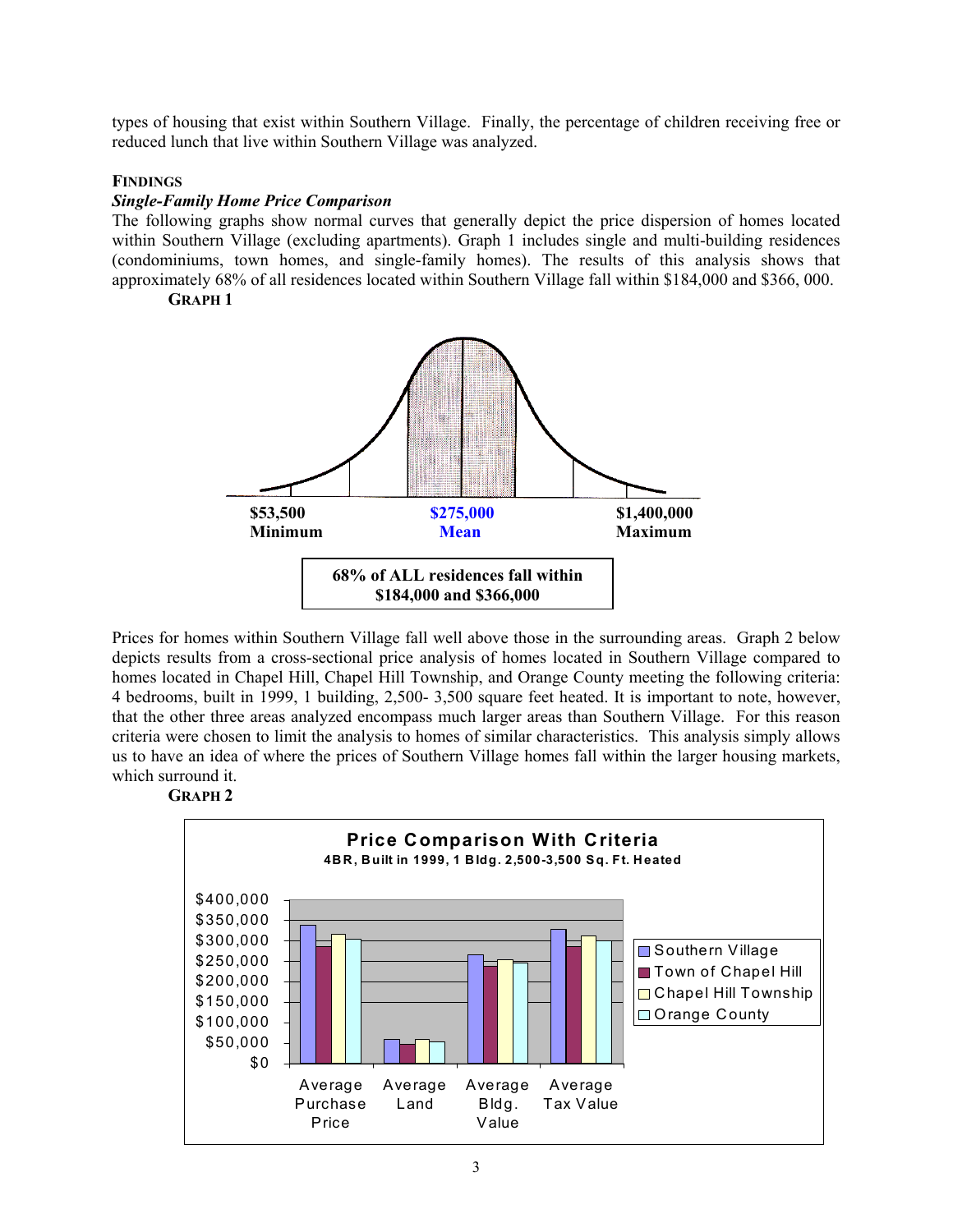types of housing that exist within Southern Village. Finally, the percentage of children receiving free or reduced lunch that live within Southern Village was analyzed.

## FINDINGS

### *Single-Family Home Price Comparison*

The following graphs show normal curves that generally depict the price dispersion of homes located within Southern Village (excluding apartments). Graph 1 includes single and multi-building residences (condominiums, town homes, and single-family homes). The results of this analysis shows that approximately 68% of all residences located within Southern Village fall within $184,000 and $366, 000.

**GRAPH 1**

**$53,500 Minimum**

**$275,000 Mean**

**$1,400,000 Maximum**

**68% of ALL residences fall within $184,000 and $366,000**

Prices for homes within Southern Village fall well above those in the surrounding areas. Graph 2 below depicts results from a cross-sectional price analysis of homes located in Southern Village compared to homes located in Chapel Hill, Chapel Hill Township, and Orange County meeting the following criteria: 4 bedrooms, built in 1999, 1 building, 2,500- 3,500 square feet heated. It is important to note, however, that the other three areas analyzed encompass much larger areas than Southern Village. For this reason criteria were chosen to limit the analysis to homes of similar characteristics. This analysis simply allows us to have an idea of where the prices of Southern Village homes fall within the larger housing markets, which surround it.

**GRAPH 2**

**Price Comparison With Criteria**

**4BR, Built in 1999, 1 Bldg. 2,500-3,500 Sq. Ft. Heated**

Legend: Southern Village, Town of Chapel Hill, Chapel Hill Township, Orange County

Categories: Average Purchase Price, Average Land, Average Bldg. Value, Average Tax Value

Y-axis: $0 – $400,000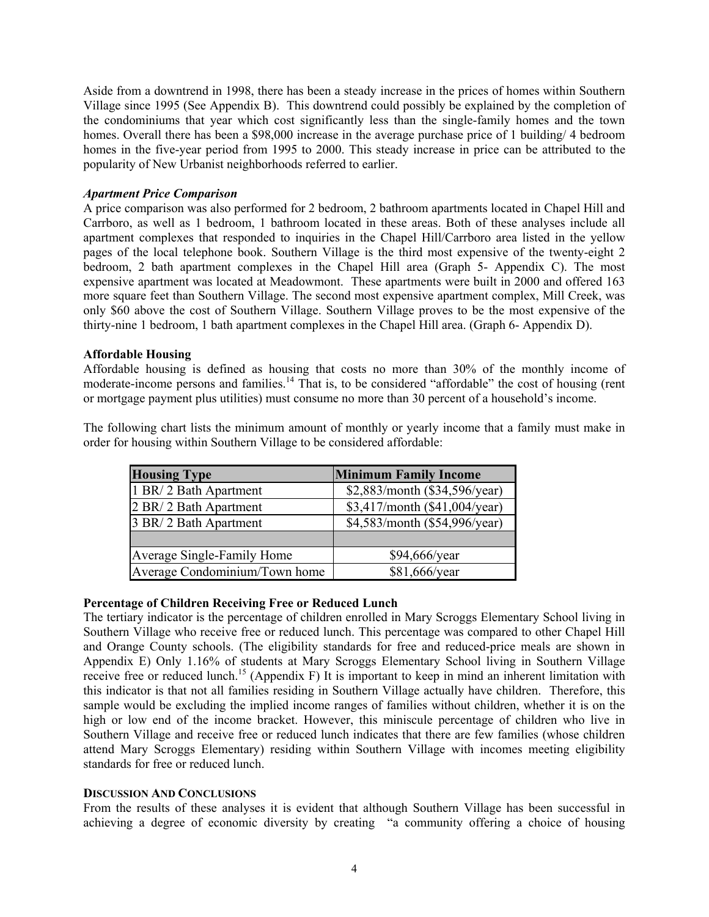Aside from a downtrend in 1998, there has been a steady increase in the prices of homes within Southern Village since 1995 (See Appendix B). This downtrend could possibly be explained by the completion of the condominiums that year which cost significantly less than the single-family homes and the town homes. Overall there has been a $98,000 increase in the average purchase price of 1 building/ 4 bedroom homes in the five-year period from 1995 to 2000. This steady increase in price can be attributed to the popularity of New Urbanist neighborhoods referred to earlier.

*Apartment Price Comparison*

A price comparison was also performed for 2 bedroom, 2 bathroom apartments located in Chapel Hill and Carrboro, as well as 1 bedroom, 1 bathroom located in these areas. Both of these analyses include all apartment complexes that responded to inquiries in the Chapel Hill/Carrboro area listed in the yellow pages of the local telephone book. Southern Village is the third most expensive of the twenty-eight 2 bedroom, 2 bath apartment complexes in the Chapel Hill area (Graph 5- Appendix C). The most expensive apartment was located at Meadowmont. These apartments were built in 2000 and offered 163 more square feet than Southern Village. The second most expensive apartment complex, Mill Creek, was only $60 above the cost of Southern Village. Southern Village proves to be the most expensive of the thirty-nine 1 bedroom, 1 bath apartment complexes in the Chapel Hill area. (Graph 6- Appendix D).

**Affordable Housing**

Affordable housing is defined as housing that costs no more than 30% of the monthly income of moderate-income persons and families.[14] That is, to be considered "affordable" the cost of housing (rent or mortgage payment plus utilities) must consume no more than 30 percent of a household's income.

The following chart lists the minimum amount of monthly or yearly income that a family must make in order for housing within Southern Village to be considered affordable:

| Housing Type | Minimum Family Income |
|---|---|
| 1 BR/ 2 Bath Apartment | $2,883/month ($34,596/year) |
| 2 BR/ 2 Bath Apartment | $3,417/month ($41,004/year) |
| 3 BR/ 2 Bath Apartment | $4,583/month ($54,996/year) |
| | |
| Average Single-Family Home | $94,666/year |
| Average Condominium/Town home | $81,666/year |

**Percentage of Children Receiving Free or Reduced Lunch**

The tertiary indicator is the percentage of children enrolled in Mary Scroggs Elementary School living in Southern Village who receive free or reduced lunch. This percentage was compared to other Chapel Hill and Orange County schools. (The eligibility standards for free and reduced-price meals are shown in Appendix E) Only 1.16% of students at Mary Scroggs Elementary School living in Southern Village receive free or reduced lunch.[15] (Appendix F) It is important to keep in mind an inherent limitation with this indicator is that not all families residing in Southern Village actually have children. Therefore, this sample would be excluding the implied income ranges of families without children, whether it is on the high or low end of the income bracket. However, this miniscule percentage of children who live in Southern Village and receive free or reduced lunch indicates that there are few families (whose children attend Mary Scroggs Elementary) residing within Southern Village with incomes meeting eligibility standards for free or reduced lunch.

**DISCUSSION AND CONCLUSIONS**

From the results of these analyses it is evident that although Southern Village has been successful in achieving a degree of economic diversity by creating "a community offering a choice of housing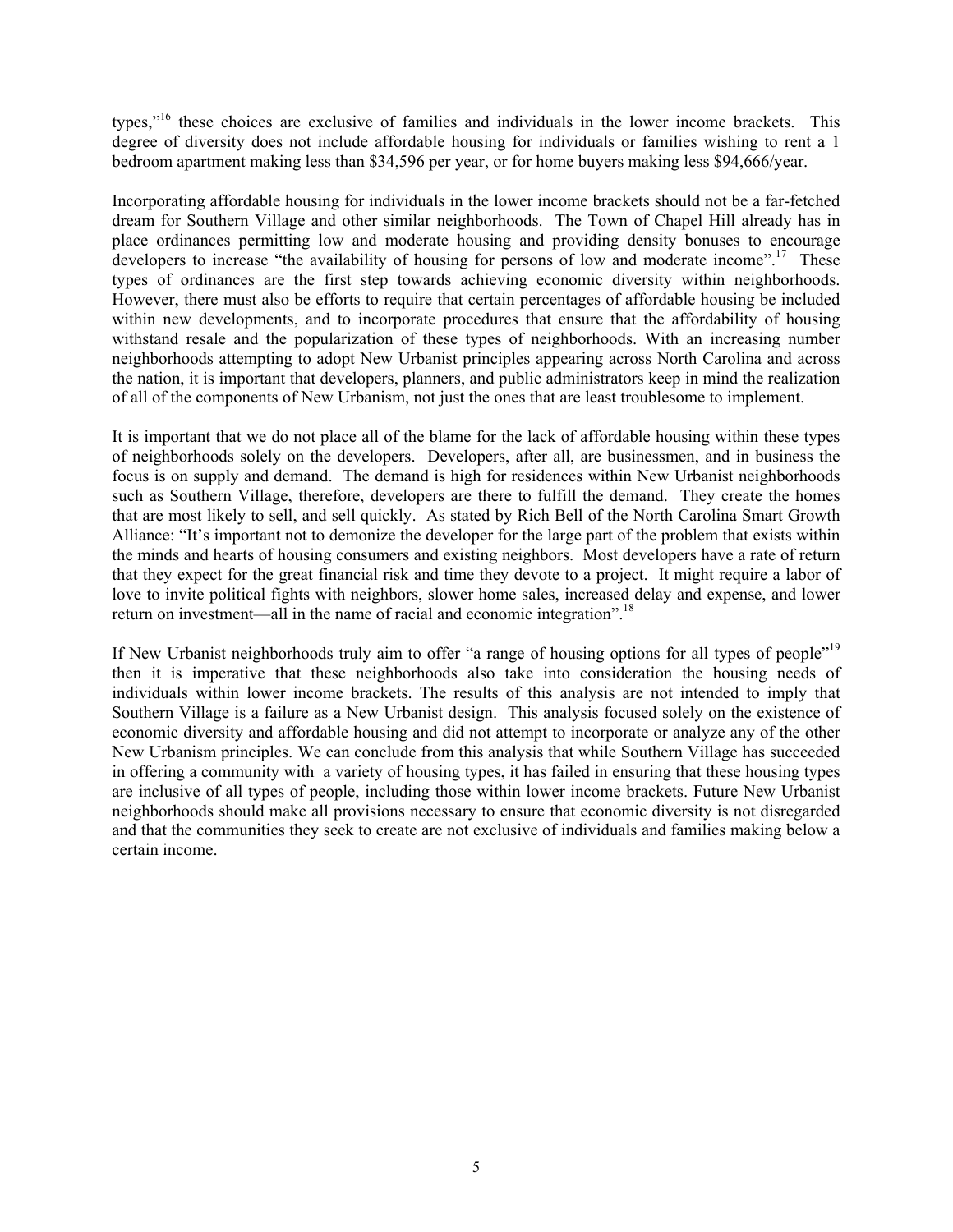types,"[16] these choices are exclusive of families and individuals in the lower income brackets. This degree of diversity does not include affordable housing for individuals or families wishing to rent a 1 bedroom apartment making less than $34,596 per year, or for home buyers making less $94,666/year.

Incorporating affordable housing for individuals in the lower income brackets should not be a far-fetched dream for Southern Village and other similar neighborhoods. The Town of Chapel Hill already has in place ordinances permitting low and moderate housing and providing density bonuses to encourage developers to increase "the availability of housing for persons of low and moderate income".[17] These types of ordinances are the first step towards achieving economic diversity within neighborhoods. However, there must also be efforts to require that certain percentages of affordable housing be included within new developments, and to incorporate procedures that ensure that the affordability of housing withstand resale and the popularization of these types of neighborhoods. With an increasing number neighborhoods attempting to adopt New Urbanist principles appearing across North Carolina and across the nation, it is important that developers, planners, and public administrators keep in mind the realization of all of the components of New Urbanism, not just the ones that are least troublesome to implement.

It is important that we do not place all of the blame for the lack of affordable housing within these types of neighborhoods solely on the developers. Developers, after all, are businessmen, and in business the focus is on supply and demand. The demand is high for residences within New Urbanist neighborhoods such as Southern Village, therefore, developers are there to fulfill the demand. They create the homes that are most likely to sell, and sell quickly. As stated by Rich Bell of the North Carolina Smart Growth Alliance: "It's important not to demonize the developer for the large part of the problem that exists within the minds and hearts of housing consumers and existing neighbors. Most developers have a rate of return that they expect for the great financial risk and time they devote to a project. It might require a labor of love to invite political fights with neighbors, slower home sales, increased delay and expense, and lower return on investment—all in the name of racial and economic integration".[18]

If New Urbanist neighborhoods truly aim to offer "a range of housing options for all types of people"[19] then it is imperative that these neighborhoods also take into consideration the housing needs of individuals within lower income brackets. The results of this analysis are not intended to imply that Southern Village is a failure as a New Urbanist design. This analysis focused solely on the existence of economic diversity and affordable housing and did not attempt to incorporate or analyze any of the other New Urbanism principles. We can conclude from this analysis that while Southern Village has succeeded in offering a community with a variety of housing types, it has failed in ensuring that these housing types are inclusive of all types of people, including those within lower income brackets. Future New Urbanist neighborhoods should make all provisions necessary to ensure that economic diversity is not disregarded and that the communities they seek to create are not exclusive of individuals and families making below a certain income.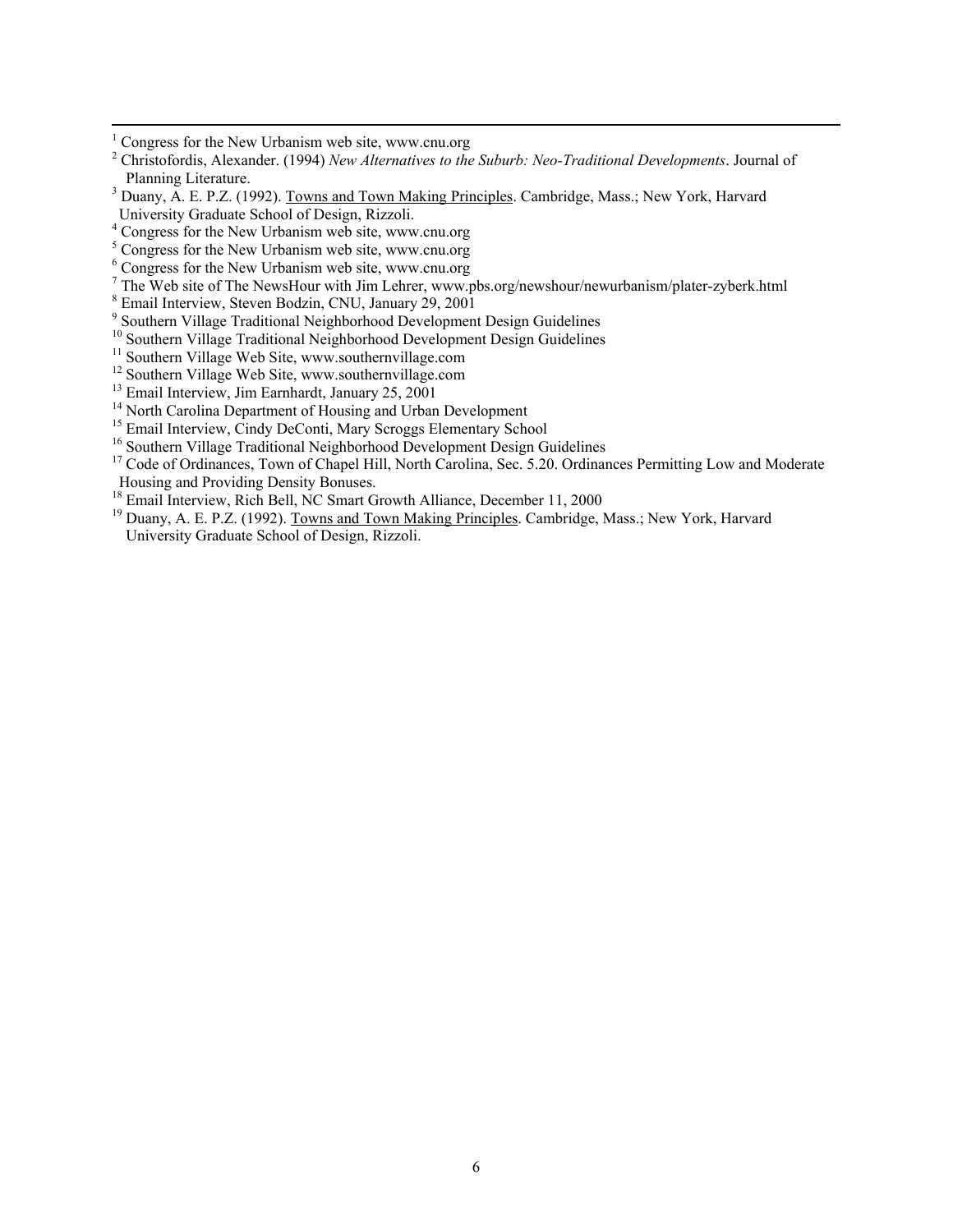[1] Congress for the New Urbanism web site, www.cnu.org

[2] Christofordis, Alexander. (1994) *New Alternatives to the Suburb: Neo-Traditional Developments*. Journal of Planning Literature.

[3] Duany, A. E. P.Z. (1992). Towns and Town Making Principles. Cambridge, Mass.; New York, Harvard University Graduate School of Design, Rizzoli.

[4] Congress for the New Urbanism web site, www.cnu.org

[5] Congress for the New Urbanism web site, www.cnu.org

[6] Congress for the New Urbanism web site, www.cnu.org

[7] The Web site of The NewsHour with Jim Lehrer, www.pbs.org/newshour/newurbanism/plater-zyberk.html

[8] Email Interview, Steven Bodzin, CNU, January 29, 2001

[9] Southern Village Traditional Neighborhood Development Design Guidelines

[10] Southern Village Traditional Neighborhood Development Design Guidelines

[11] Southern Village Web Site, www.southernvillage.com

[12] Southern Village Web Site, www.southernvillage.com

[13] Email Interview, Jim Earnhardt, January 25, 2001

[14] North Carolina Department of Housing and Urban Development

[15] Email Interview, Cindy DeConti, Mary Scroggs Elementary School

[16] Southern Village Traditional Neighborhood Development Design Guidelines

[17] Code of Ordinances, Town of Chapel Hill, North Carolina, Sec. 5.20. Ordinances Permitting Low and Moderate Housing and Providing Density Bonuses.

[18] Email Interview, Rich Bell, NC Smart Growth Alliance, December 11, 2000

[19] Duany, A. E. P.Z. (1992). Towns and Town Making Principles. Cambridge, Mass.; New York, Harvard University Graduate School of Design, Rizzoli.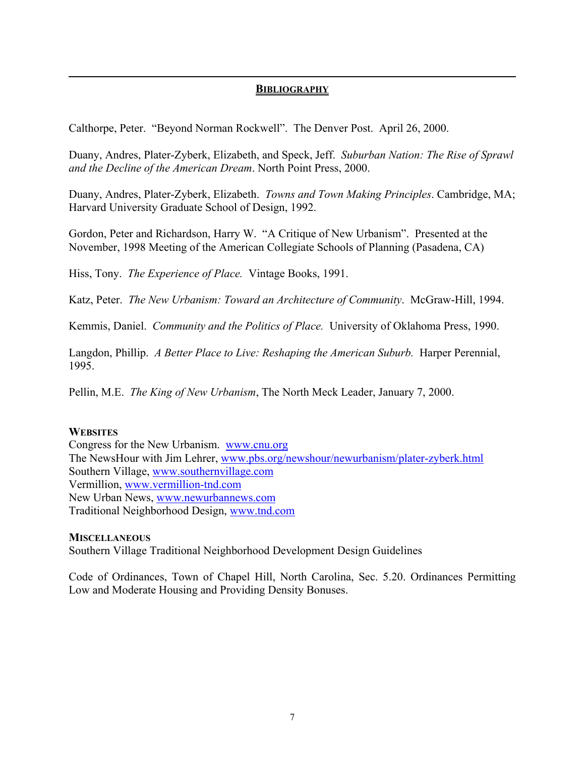## BIBLIOGRAPHY

Calthorpe, Peter. "Beyond Norman Rockwell". The Denver Post. April 26, 2000.

Duany, Andres, Plater-Zyberk, Elizabeth, and Speck, Jeff. *Suburban Nation: The Rise of Sprawl and the Decline of the American Dream*. North Point Press, 2000.

Duany, Andres, Plater-Zyberk, Elizabeth. *Towns and Town Making Principles*. Cambridge, MA; Harvard University Graduate School of Design, 1992.

Gordon, Peter and Richardson, Harry W. "A Critique of New Urbanism". Presented at the November, 1998 Meeting of the American Collegiate Schools of Planning (Pasadena, CA)

Hiss, Tony. *The Experience of Place.* Vintage Books, 1991.

Katz, Peter. *The New Urbanism: Toward an Architecture of Community*. McGraw-Hill, 1994.

Kemmis, Daniel. *Community and the Politics of Place.* University of Oklahoma Press, 1990.

Langdon, Phillip. *A Better Place to Live: Reshaping the American Suburb.* Harper Perennial, 1995.

Pellin, M.E. *The King of New Urbanism*, The North Meck Leader, January 7, 2000.

**WEBSITES**

Congress for the New Urbanism. www.cnu.org
The NewsHour with Jim Lehrer, www.pbs.org/newshour/newurbanism/plater-zyberk.html
Southern Village, www.southernvillage.com
Vermillion, www.vermillion-tnd.com
New Urban News, www.newurbannews.com
Traditional Neighborhood Design, www.tnd.com

**MISCELLANEOUS**

Southern Village Traditional Neighborhood Development Design Guidelines

Code of Ordinances, Town of Chapel Hill, North Carolina, Sec. 5.20. Ordinances Permitting Low and Moderate Housing and Providing Density Bonuses.